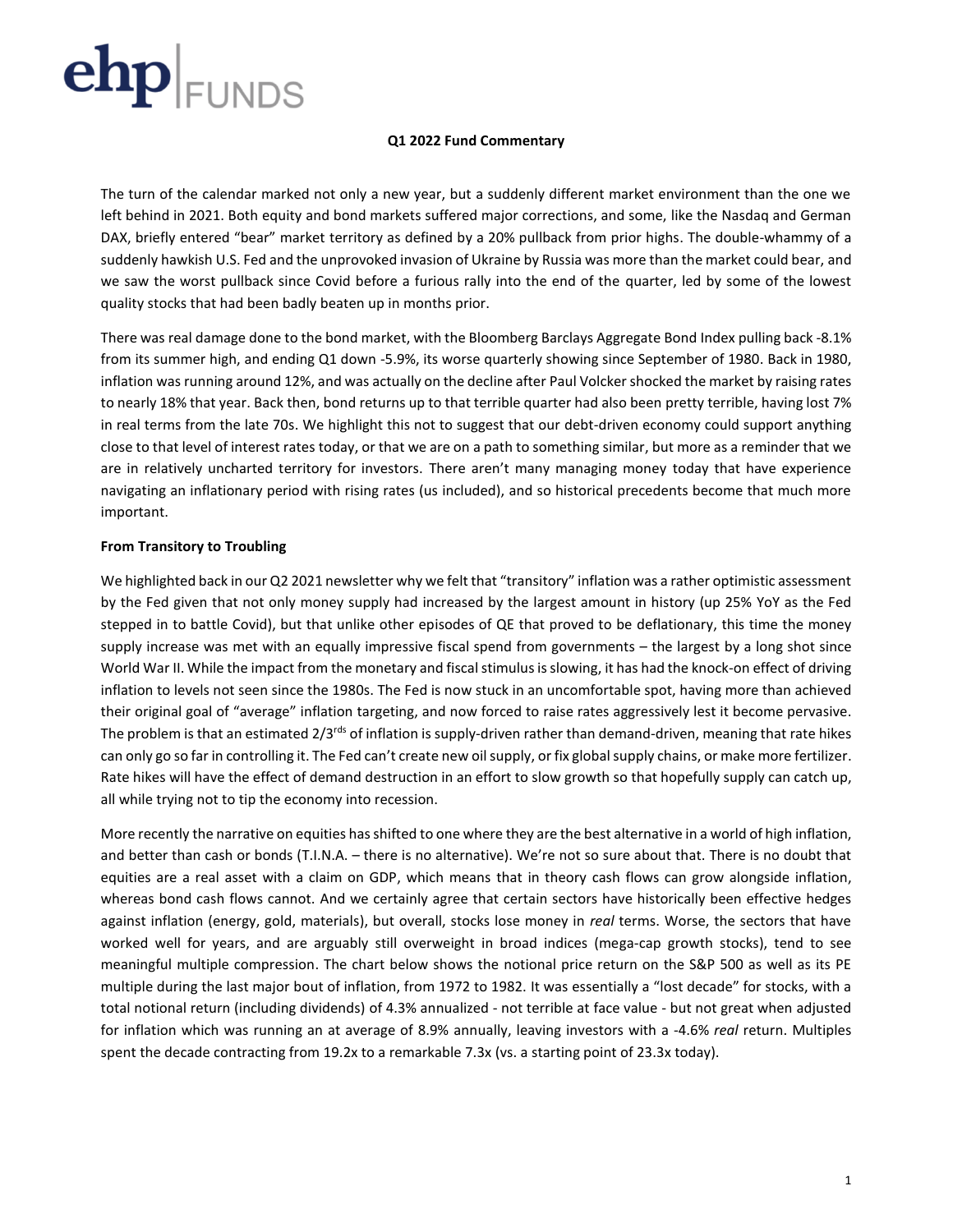# Q1 2022 Fund Commentary

The turn of the calendar marked not only a new year, but a suddenly different market environment than the one we left behind in 2021. Both equity and bond markets suffered major corrections, and some, like the Nasdaq and German DAX, briefly entered "bear" market territory as defined by a 20% pullback from prior highs. The double-whammy of a suddenly hawkish U.S. Fed and the unprovoked invasion of Ukraine by Russia was more than the market could bear, and we saw the worst pullback since Covid before a furious rally into the end of the quarter, led by some of the lowest quality stocks that had been badly beaten up in months prior.

There was real damage done to the bond market, with the Bloomberg Barclays Aggregate Bond Index pulling back -8.1% from its summer high, and ending Q1 down -5.9%, its worse quarterly showing since September of 1980. Back in 1980, inflation was running around 12%, and was actually on the decline after Paul Volcker shocked the market by raising rates to nearly 18% that year. Back then, bond returns up to that terrible quarter had also been pretty terrible, having lost 7% in real terms from the late 70s. We highlight this not to suggest that our debt-driven economy could support anything close to that level of interest rates today, or that we are on a path to something similar, but more as a reminder that we are in relatively uncharted territory for investors. There aren't many managing money today that have experience navigating an inflationary period with rising rates (us included), and so historical precedents become that much more important.

**From Transitory to Troubling**

We highlighted back in our Q2 2021 newsletter why we felt that "transitory" inflation was a rather optimistic assessment by the Fed given that not only money supply had increased by the largest amount in history (up 25% YoY as the Fed stepped in to battle Covid), but that unlike other episodes of QE that proved to be deflationary, this time the money supply increase was met with an equally impressive fiscal spend from governments – the largest by a long shot since World War II. While the impact from the monetary and fiscal stimulus is slowing, it has had the knock-on effect of driving inflation to levels not seen since the 1980s. The Fed is now stuck in an uncomfortable spot, having more than achieved their original goal of "average" inflation targeting, and now forced to raise rates aggressively lest it become pervasive. The problem is that an estimated 2/3rds of inflation is supply-driven rather than demand-driven, meaning that rate hikes can only go so far in controlling it. The Fed can't create new oil supply, or fix global supply chains, or make more fertilizer. Rate hikes will have the effect of demand destruction in an effort to slow growth so that hopefully supply can catch up, all while trying not to tip the economy into recession.

More recently the narrative on equities has shifted to one where they are the best alternative in a world of high inflation, and better than cash or bonds (T.I.N.A. – there is no alternative). We're not so sure about that. There is no doubt that equities are a real asset with a claim on GDP, which means that in theory cash flows can grow alongside inflation, whereas bond cash flows cannot. And we certainly agree that certain sectors have historically been effective hedges against inflation (energy, gold, materials), but overall, stocks lose money in *real* terms. Worse, the sectors that have worked well for years, and are arguably still overweight in broad indices (mega-cap growth stocks), tend to see meaningful multiple compression. The chart below shows the notional price return on the S&P 500 as well as its PE multiple during the last major bout of inflation, from 1972 to 1982. It was essentially a "lost decade" for stocks, with a total notional return (including dividends) of 4.3% annualized - not terrible at face value - but not great when adjusted for inflation which was running an at average of 8.9% annually, leaving investors with a -4.6% *real* return. Multiples spent the decade contracting from 19.2x to a remarkable 7.3x (vs. a starting point of 23.3x today).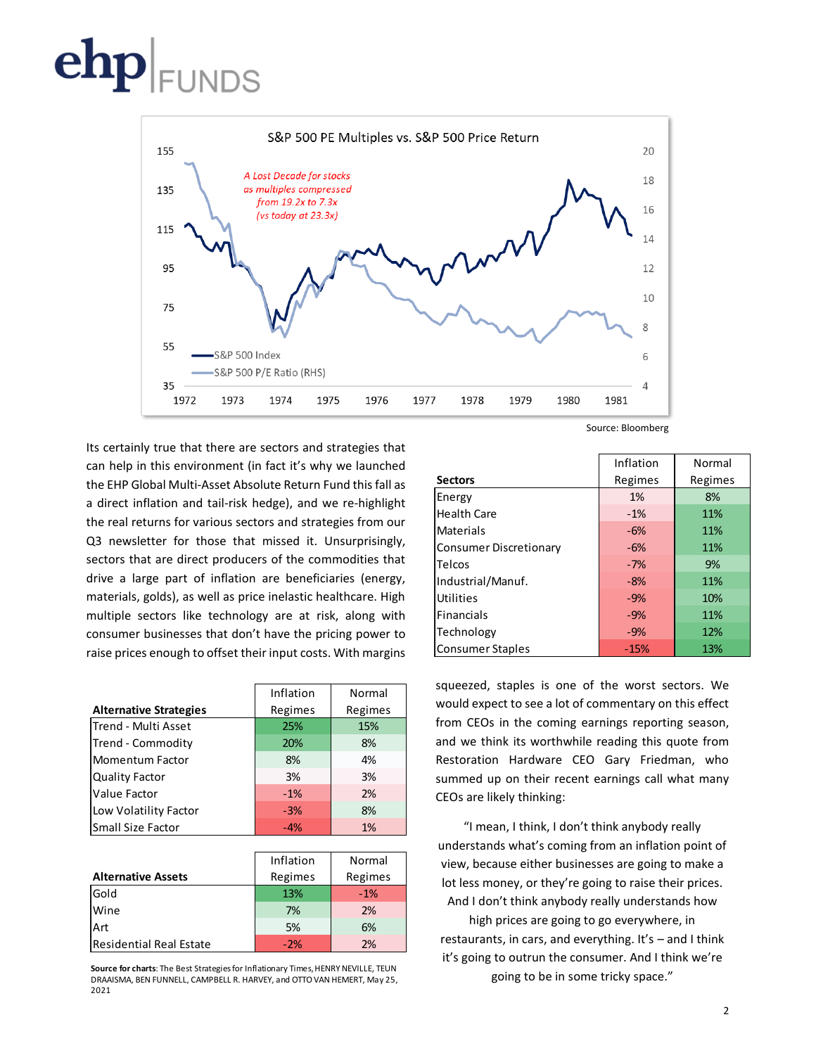S&P 500 PE Multiples vs. S&P 500 Price Return

*A Lost Decade for stocks as multiples compressed from 19.2x to 7.3x (vs today at 23.3x)*

— S&P 500 Index
— S&P 500 P/E Ratio (RHS)

Source: Bloomberg

Its certainly true that there are sectors and strategies that can help in this environment (in fact it's why we launched the EHP Global Multi-Asset Absolute Return Fund this fall as a direct inflation and tail-risk hedge), and we re-highlight the real returns for various sectors and strategies from our Q3 newsletter for those that missed it. Unsurprisingly, sectors that are direct producers of the commodities that drive a large part of inflation are beneficiaries (energy, materials, golds), as well as price inelastic healthcare. High multiple sectors like technology are at risk, along with consumer businesses that don't have the pricing power to raise prices enough to offset their input costs. With margins squeezed, staples is one of the worst sectors. We would expect to see a lot of commentary on this effect from CEOs in the coming earnings reporting season, and we think its worthwhile reading this quote from Restoration Hardware CEO Gary Friedman, who summed up on their recent earnings call what many CEOs are likely thinking:

> "I mean, I think, I don't think anybody really understands what's coming from an inflation point of view, because either businesses are going to make a lot less money, or they're going to raise their prices. And I don't think anybody really understands how high prices are going to go everywhere, in restaurants, in cars, and everything. It's – and I think it's going to outrun the consumer. And I think we're going to be in some tricky space."

| Sectors | Inflation Regimes | Normal Regimes |
|---|---|---|
| Energy | 1% | 8% |
| Health Care | -1% | 11% |
| Materials | -6% | 11% |
| Consumer Discretionary | -6% | 11% |
| Telcos | -7% | 9% |
| Industrial/Manuf. | -8% | 11% |
| Utilities | -9% | 10% |
| Financials | -9% | 11% |
| Technology | -9% | 12% |
| Consumer Staples | -15% | 13% |

| Alternative Strategies | Inflation Regimes | Normal Regimes |
|---|---|---|
| Trend - Multi Asset | 25% | 15% |
| Trend - Commodity | 20% | 8% |
| Momentum Factor | 8% | 4% |
| Quality Factor | 3% | 3% |
| Value Factor | -1% | 2% |
| Low Volatility Factor | -3% | 8% |
| Small Size Factor | -4% | 1% |

| Alternative Assets | Inflation Regimes | Normal Regimes |
|---|---|---|
| Gold | 13% | -1% |
| Wine | 7% | 2% |
| Art | 5% | 6% |
| Residential Real Estate | -2% | 2% |

**Source for charts**: The Best Strategies for Inflationary Times, HENRY NEVILLE, TEUN DRAAISMA, BEN FUNNELL, CAMPBELL R. HARVEY, and OTTO VAN HEMERT, May 25, 2021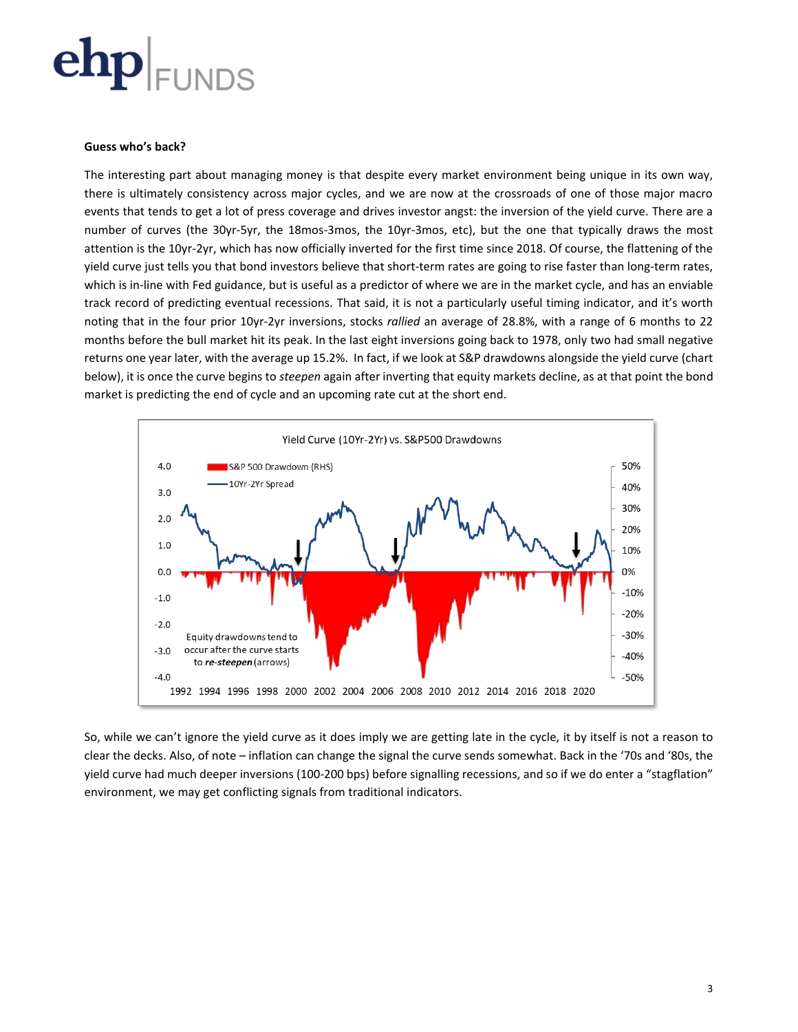**Guess who's back?**

The interesting part about managing money is that despite every market environment being unique in its own way, there is ultimately consistency across major cycles, and we are now at the crossroads of one of those major macro events that tends to get a lot of press coverage and drives investor angst: the inversion of the yield curve. There are a number of curves (the 30yr-5yr, the 18mos-3mos, the 10yr-3mos, etc), but the one that typically draws the most attention is the 10yr-2yr, which has now officially inverted for the first time since 2018. Of course, the flattening of the yield curve just tells you that bond investors believe that short-term rates are going to rise faster than long-term rates, which is in-line with Fed guidance, but is useful as a predictor of where we are in the market cycle, and has an enviable track record of predicting eventual recessions. That said, it is not a particularly useful timing indicator, and it's worth noting that in the four prior 10yr-2yr inversions, stocks *rallied* an average of 28.8%, with a range of 6 months to 22 months before the bull market hit its peak. In the last eight inversions going back to 1978, only two had small negative returns one year later, with the average up 15.2%. In fact, if we look at S&P drawdowns alongside the yield curve (chart below), it is once the curve begins to *steepen* again after inverting that equity markets decline, as at that point the bond market is predicting the end of cycle and an upcoming rate cut at the short end.

So, while we can't ignore the yield curve as it does imply we are getting late in the cycle, it by itself is not a reason to clear the decks. Also, of note – inflation can change the signal the curve sends somewhat. Back in the '70s and '80s, the yield curve had much deeper inversions (100-200 bps) before signalling recessions, and so if we do enter a "stagflation" environment, we may get conflicting signals from traditional indicators.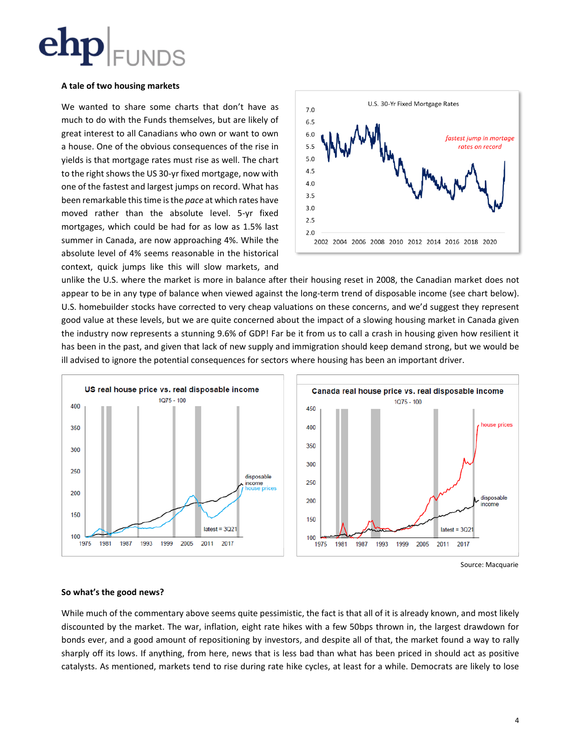## A tale of two housing markets

We wanted to share some charts that don't have as much to do with the Funds themselves, but are likely of great interest to all Canadians who own or want to own a house. One of the obvious consequences of the rise in yields is that mortgage rates must rise as well. The chart to the right shows the US 30-yr fixed mortgage, now with one of the fastest and largest jumps on record. What has been remarkable this time is the *pace* at which rates have moved rather than the absolute level. 5-yr fixed mortgages, which could be had for as low as 1.5% last summer in Canada, are now approaching 4%. While the absolute level of 4% seems reasonable in the historical context, quick jumps like this will slow markets, and unlike the U.S. where the market is more in balance after their housing reset in 2008, the Canadian market does not appear to be in any type of balance when viewed against the long-term trend of disposable income (see chart below). U.S. homebuilder stocks have corrected to very cheap valuations on these concerns, and we'd suggest they represent good value at these levels, but we are quite concerned about the impact of a slowing housing market in Canada given the industry now represents a stunning 9.6% of GDP! Far be it from us to call a crash in housing given how resilient it has been in the past, and given that lack of new supply and immigration should keep demand strong, but we would be ill advised to ignore the potential consequences for sectors where housing has been an important driver.

Source: Macquarie

## So what's the good news?

While much of the commentary above seems quite pessimistic, the fact is that all of it is already known, and most likely discounted by the market. The war, inflation, eight rate hikes with a few 50bps thrown in, the largest drawdown for bonds ever, and a good amount of repositioning by investors, and despite all of that, the market found a way to rally sharply off its lows. If anything, from here, news that is less bad than what has been priced in should act as positive catalysts. As mentioned, markets tend to rise during rate hike cycles, at least for a while. Democrats are likely to lose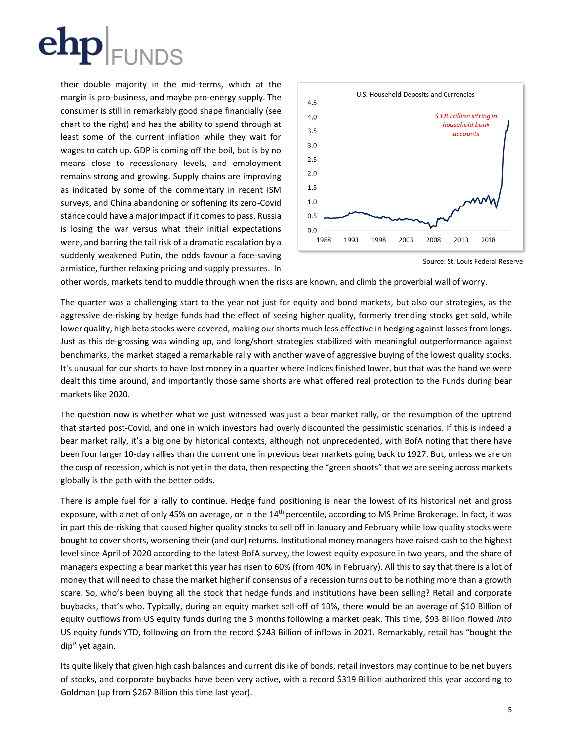their double majority in the mid-terms, which at the margin is pro-business, and maybe pro-energy supply. The consumer is still in remarkably good shape financially (see chart to the right) and has the ability to spend through at least some of the current inflation while they wait for wages to catch up. GDP is coming off the boil, but is by no means close to recessionary levels, and employment remains strong and growing. Supply chains are improving as indicated by some of the commentary in recent ISM surveys, and China abandoning or softening its zero-Covid stance could have a major impact if it comes to pass. Russia is losing the war versus what their initial expectations were, and barring the tail risk of a dramatic escalation by a suddenly weakened Putin, the odds favour a face-saving armistice, further relaxing pricing and supply pressures. In other words, markets tend to muddle through when the risks are known, and climb the proverbial wall of worry.

U.S. Household Deposits and Currencies

*$3.8 Trillion sitting in household bank accounts*

Source: St. Louis Federal Reserve

The quarter was a challenging start to the year not just for equity and bond markets, but also our strategies, as the aggressive de-risking by hedge funds had the effect of seeing higher quality, formerly trending stocks get sold, while lower quality, high beta stocks were covered, making our shorts much less effective in hedging against losses from longs. Just as this de-grossing was winding up, and long/short strategies stabilized with meaningful outperformance against benchmarks, the market staged a remarkable rally with another wave of aggressive buying of the lowest quality stocks. It's unusual for our shorts to have lost money in a quarter where indices finished lower, but that was the hand we were dealt this time around, and importantly those same shorts are what offered real protection to the Funds during bear markets like 2020.

The question now is whether what we just witnessed was just a bear market rally, or the resumption of the uptrend that started post-Covid, and one in which investors had overly discounted the pessimistic scenarios. If this is indeed a bear market rally, it's a big one by historical contexts, although not unprecedented, with BofA noting that there have been four larger 10-day rallies than the current one in previous bear markets going back to 1927. But, unless we are on the cusp of recession, which is not yet in the data, then respecting the "green shoots" that we are seeing across markets globally is the path with the better odds.

There is ample fuel for a rally to continue. Hedge fund positioning is near the lowest of its historical net and gross exposure, with a net of only 45% on average, or in the 14th percentile, according to MS Prime Brokerage. In fact, it was in part this de-risking that caused higher quality stocks to sell off in January and February while low quality stocks were bought to cover shorts, worsening their (and our) returns. Institutional money managers have raised cash to the highest level since April of 2020 according to the latest BofA survey, the lowest equity exposure in two years, and the share of managers expecting a bear market this year has risen to 60% (from 40% in February). All this to say that there is a lot of money that will need to chase the market higher if consensus of a recession turns out to be nothing more than a growth scare. So, who's been buying all the stock that hedge funds and institutions have been selling? Retail and corporate buybacks, that's who. Typically, during an equity market sell-off of 10%, there would be an average of $10 Billion of equity outflows from US equity funds during the 3 months following a market peak. This time, $93 Billion flowed *into* US equity funds YTD, following on from the record $243 Billion of inflows in 2021. Remarkably, retail has "bought the dip" yet again.

Its quite likely that given high cash balances and current dislike of bonds, retail investors may continue to be net buyers of stocks, and corporate buybacks have been very active, with a record $319 Billion authorized this year according to Goldman (up from $267 Billion this time last year).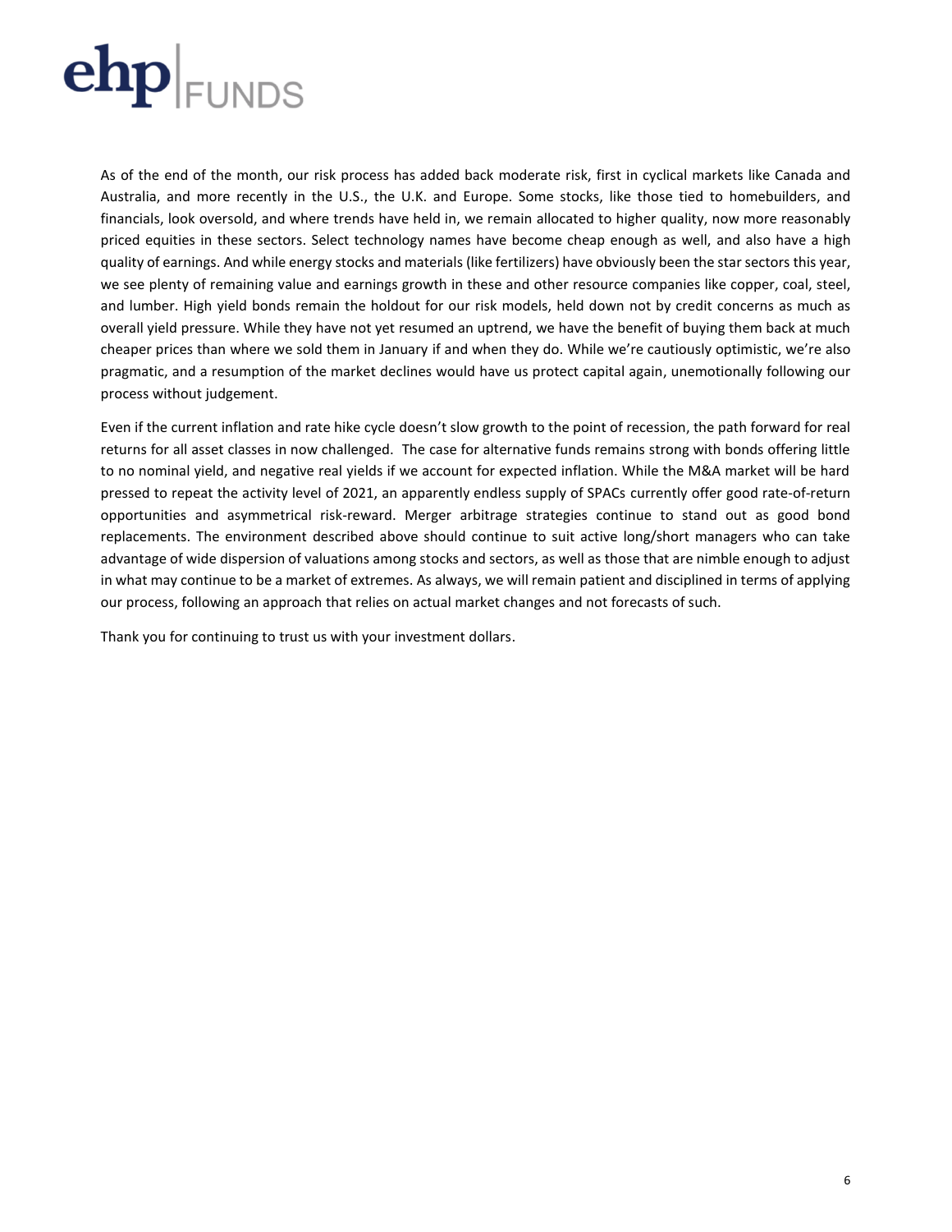As of the end of the month, our risk process has added back moderate risk, first in cyclical markets like Canada and Australia, and more recently in the U.S., the U.K. and Europe. Some stocks, like those tied to homebuilders, and financials, look oversold, and where trends have held in, we remain allocated to higher quality, now more reasonably priced equities in these sectors. Select technology names have become cheap enough as well, and also have a high quality of earnings. And while energy stocks and materials (like fertilizers) have obviously been the star sectors this year, we see plenty of remaining value and earnings growth in these and other resource companies like copper, coal, steel, and lumber. High yield bonds remain the holdout for our risk models, held down not by credit concerns as much as overall yield pressure. While they have not yet resumed an uptrend, we have the benefit of buying them back at much cheaper prices than where we sold them in January if and when they do. While we're cautiously optimistic, we're also pragmatic, and a resumption of the market declines would have us protect capital again, unemotionally following our process without judgement.

Even if the current inflation and rate hike cycle doesn't slow growth to the point of recession, the path forward for real returns for all asset classes in now challenged. The case for alternative funds remains strong with bonds offering little to no nominal yield, and negative real yields if we account for expected inflation. While the M&A market will be hard pressed to repeat the activity level of 2021, an apparently endless supply of SPACs currently offer good rate-of-return opportunities and asymmetrical risk-reward. Merger arbitrage strategies continue to stand out as good bond replacements. The environment described above should continue to suit active long/short managers who can take advantage of wide dispersion of valuations among stocks and sectors, as well as those that are nimble enough to adjust in what may continue to be a market of extremes. As always, we will remain patient and disciplined in terms of applying our process, following an approach that relies on actual market changes and not forecasts of such.

Thank you for continuing to trust us with your investment dollars.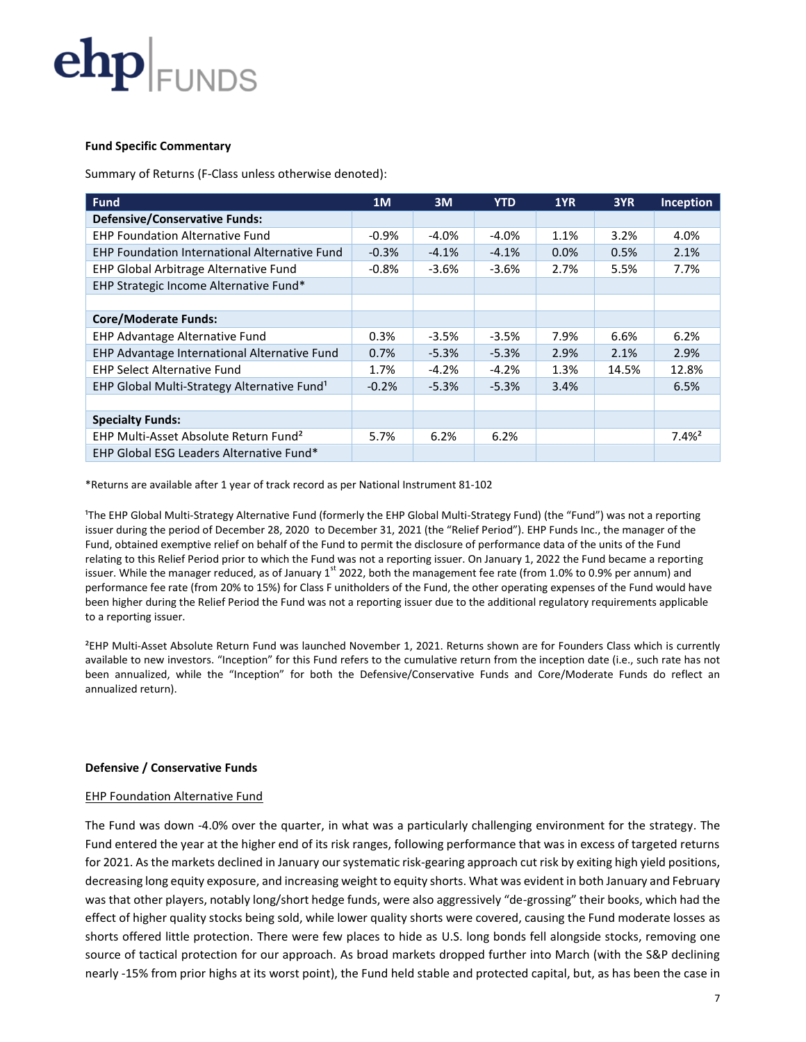**Fund Specific Commentary**

Summary of Returns (F-Class unless otherwise denoted):

| Fund | 1M | 3M | YTD | 1YR | 3YR | Inception |
|---|---|---|---|---|---|---|
| **Defensive/Conservative Funds:** | | | | | | |
| EHP Foundation Alternative Fund | -0.9% | -4.0% | -4.0% | 1.1% | 3.2% | 4.0% |
| EHP Foundation International Alternative Fund | -0.3% | -4.1% | -4.1% | 0.0% | 0.5% | 2.1% |
| EHP Global Arbitrage Alternative Fund | -0.8% | -3.6% | -3.6% | 2.7% | 5.5% | 7.7% |
| EHP Strategic Income Alternative Fund* | | | | | | |
| | | | | | | |
| **Core/Moderate Funds:** | | | | | | |
| EHP Advantage Alternative Fund | 0.3% | -3.5% | -3.5% | 7.9% | 6.6% | 6.2% |
| EHP Advantage International Alternative Fund | 0.7% | -5.3% | -5.3% | 2.9% | 2.1% | 2.9% |
| EHP Select Alternative Fund | 1.7% | -4.2% | -4.2% | 1.3% | 14.5% | 12.8% |
| EHP Global Multi-Strategy Alternative Fund[1] | -0.2% | -5.3% | -5.3% | 3.4% | | 6.5% |
| | | | | | | |
| **Specialty Funds:** | | | | | | |
| EHP Multi-Asset Absolute Return Fund[2] | 5.7% | 6.2% | 6.2% | | | 7.4%[2] |
| EHP Global ESG Leaders Alternative Fund* | | | | | | |

*Returns are available after 1 year of track record as per National Instrument 81-102

[1]The EHP Global Multi-Strategy Alternative Fund (formerly the EHP Global Multi-Strategy Fund) (the "Fund") was not a reporting issuer during the period of December 28, 2020 to December 31, 2021 (the "Relief Period"). EHP Funds Inc., the manager of the Fund, obtained exemptive relief on behalf of the Fund to permit the disclosure of performance data of the units of the Fund relating to this Relief Period prior to which the Fund was not a reporting issuer. On January 1, 2022 the Fund became a reporting issuer. While the manager reduced, as of January 1st 2022, both the management fee rate (from 1.0% to 0.9% per annum) and performance fee rate (from 20% to 15%) for Class F unitholders of the Fund, the other operating expenses of the Fund would have been higher during the Relief Period the Fund was not a reporting issuer due to the additional regulatory requirements applicable to a reporting issuer.

[2]EHP Multi-Asset Absolute Return Fund was launched November 1, 2021. Returns shown are for Founders Class which is currently available to new investors. "Inception" for this Fund refers to the cumulative return from the inception date (i.e., such rate has not been annualized, while the "Inception" for both the Defensive/Conservative Funds and Core/Moderate Funds do reflect an annualized return).

**Defensive / Conservative Funds**

EHP Foundation Alternative Fund

The Fund was down -4.0% over the quarter, in what was a particularly challenging environment for the strategy. The Fund entered the year at the higher end of its risk ranges, following performance that was in excess of targeted returns for 2021. As the markets declined in January our systematic risk-gearing approach cut risk by exiting high yield positions, decreasing long equity exposure, and increasing weight to equity shorts. What was evident in both January and February was that other players, notably long/short hedge funds, were also aggressively "de-grossing" their books, which had the effect of higher quality stocks being sold, while lower quality shorts were covered, causing the Fund moderate losses as shorts offered little protection. There were few places to hide as U.S. long bonds fell alongside stocks, removing one source of tactical protection for our approach. As broad markets dropped further into March (with the S&P declining nearly -15% from prior highs at its worst point), the Fund held stable and protected capital, but, as has been the case in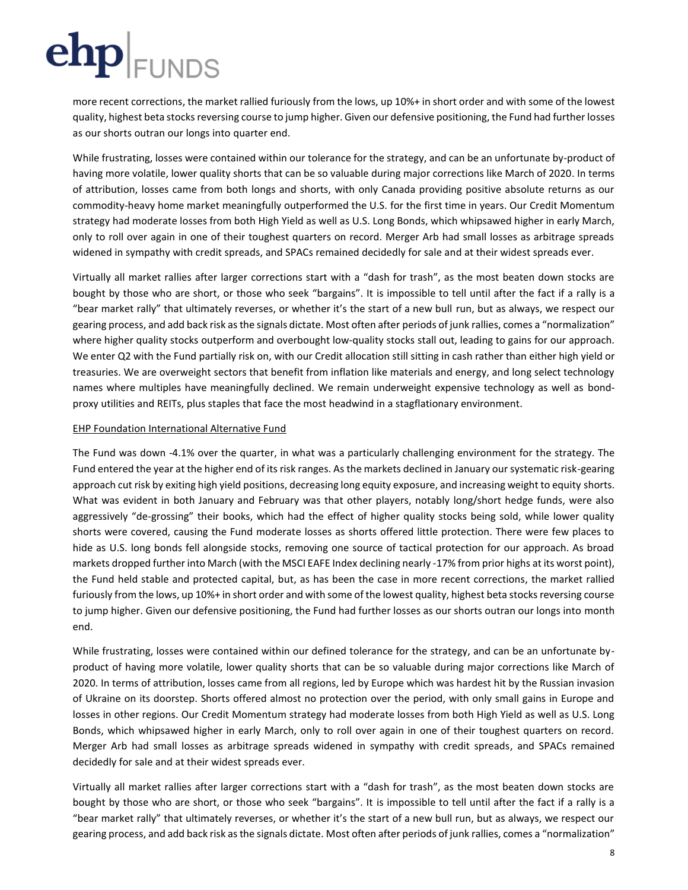more recent corrections, the market rallied furiously from the lows, up 10%+ in short order and with some of the lowest quality, highest beta stocks reversing course to jump higher. Given our defensive positioning, the Fund had further losses as our shorts outran our longs into quarter end.

While frustrating, losses were contained within our tolerance for the strategy, and can be an unfortunate by-product of having more volatile, lower quality shorts that can be so valuable during major corrections like March of 2020. In terms of attribution, losses came from both longs and shorts, with only Canada providing positive absolute returns as our commodity-heavy home market meaningfully outperformed the U.S. for the first time in years. Our Credit Momentum strategy had moderate losses from both High Yield as well as U.S. Long Bonds, which whipsawed higher in early March, only to roll over again in one of their toughest quarters on record. Merger Arb had small losses as arbitrage spreads widened in sympathy with credit spreads, and SPACs remained decidedly for sale and at their widest spreads ever.

Virtually all market rallies after larger corrections start with a "dash for trash", as the most beaten down stocks are bought by those who are short, or those who seek "bargains". It is impossible to tell until after the fact if a rally is a "bear market rally" that ultimately reverses, or whether it's the start of a new bull run, but as always, we respect our gearing process, and add back risk as the signals dictate. Most often after periods of junk rallies, comes a "normalization" where higher quality stocks outperform and overbought low-quality stocks stall out, leading to gains for our approach. We enter Q2 with the Fund partially risk on, with our Credit allocation still sitting in cash rather than either high yield or treasuries. We are overweight sectors that benefit from inflation like materials and energy, and long select technology names where multiples have meaningfully declined. We remain underweight expensive technology as well as bond-proxy utilities and REITs, plus staples that face the most headwind in a stagflationary environment.

## EHP Foundation International Alternative Fund

The Fund was down -4.1% over the quarter, in what was a particularly challenging environment for the strategy. The Fund entered the year at the higher end of its risk ranges. As the markets declined in January our systematic risk-gearing approach cut risk by exiting high yield positions, decreasing long equity exposure, and increasing weight to equity shorts. What was evident in both January and February was that other players, notably long/short hedge funds, were also aggressively "de-grossing" their books, which had the effect of higher quality stocks being sold, while lower quality shorts were covered, causing the Fund moderate losses as shorts offered little protection. There were few places to hide as U.S. long bonds fell alongside stocks, removing one source of tactical protection for our approach. As broad markets dropped further into March (with the MSCI EAFE Index declining nearly -17% from prior highs at its worst point), the Fund held stable and protected capital, but, as has been the case in more recent corrections, the market rallied furiously from the lows, up 10%+ in short order and with some of the lowest quality, highest beta stocks reversing course to jump higher. Given our defensive positioning, the Fund had further losses as our shorts outran our longs into month end.

While frustrating, losses were contained within our defined tolerance for the strategy, and can be an unfortunate by-product of having more volatile, lower quality shorts that can be so valuable during major corrections like March of 2020. In terms of attribution, losses came from all regions, led by Europe which was hardest hit by the Russian invasion of Ukraine on its doorstep. Shorts offered almost no protection over the period, with only small gains in Europe and losses in other regions. Our Credit Momentum strategy had moderate losses from both High Yield as well as U.S. Long Bonds, which whipsawed higher in early March, only to roll over again in one of their toughest quarters on record. Merger Arb had small losses as arbitrage spreads widened in sympathy with credit spreads, and SPACs remained decidedly for sale and at their widest spreads ever.

Virtually all market rallies after larger corrections start with a "dash for trash", as the most beaten down stocks are bought by those who are short, or those who seek "bargains". It is impossible to tell until after the fact if a rally is a "bear market rally" that ultimately reverses, or whether it's the start of a new bull run, but as always, we respect our gearing process, and add back risk as the signals dictate. Most often after periods of junk rallies, comes a "normalization"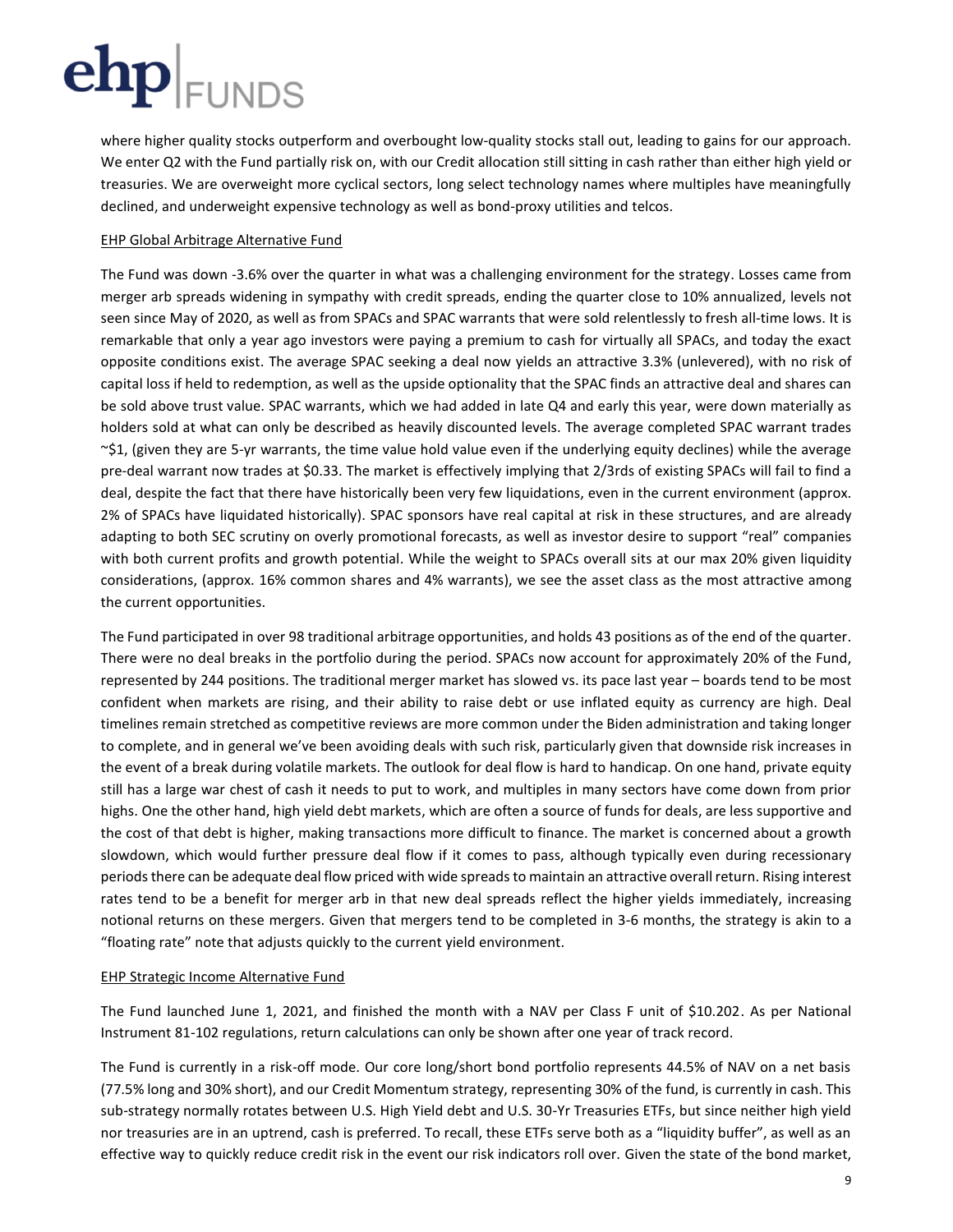where higher quality stocks outperform and overbought low-quality stocks stall out, leading to gains for our approach. We enter Q2 with the Fund partially risk on, with our Credit allocation still sitting in cash rather than either high yield or treasuries. We are overweight more cyclical sectors, long select technology names where multiples have meaningfully declined, and underweight expensive technology as well as bond-proxy utilities and telcos.

## EHP Global Arbitrage Alternative Fund

The Fund was down -3.6% over the quarter in what was a challenging environment for the strategy. Losses came from merger arb spreads widening in sympathy with credit spreads, ending the quarter close to 10% annualized, levels not seen since May of 2020, as well as from SPACs and SPAC warrants that were sold relentlessly to fresh all-time lows. It is remarkable that only a year ago investors were paying a premium to cash for virtually all SPACs, and today the exact opposite conditions exist. The average SPAC seeking a deal now yields an attractive 3.3% (unlevered), with no risk of capital loss if held to redemption, as well as the upside optionality that the SPAC finds an attractive deal and shares can be sold above trust value. SPAC warrants, which we had added in late Q4 and early this year, were down materially as holders sold at what can only be described as heavily discounted levels. The average completed SPAC warrant trades ~$1, (given they are 5-yr warrants, the time value hold value even if the underlying equity declines) while the average pre-deal warrant now trades at $0.33. The market is effectively implying that 2/3rds of existing SPACs will fail to find a deal, despite the fact that there have historically been very few liquidations, even in the current environment (approx. 2% of SPACs have liquidated historically). SPAC sponsors have real capital at risk in these structures, and are already adapting to both SEC scrutiny on overly promotional forecasts, as well as investor desire to support "real" companies with both current profits and growth potential. While the weight to SPACs overall sits at our max 20% given liquidity considerations, (approx. 16% common shares and 4% warrants), we see the asset class as the most attractive among the current opportunities.

The Fund participated in over 98 traditional arbitrage opportunities, and holds 43 positions as of the end of the quarter. There were no deal breaks in the portfolio during the period. SPACs now account for approximately 20% of the Fund, represented by 244 positions. The traditional merger market has slowed vs. its pace last year – boards tend to be most confident when markets are rising, and their ability to raise debt or use inflated equity as currency are high. Deal timelines remain stretched as competitive reviews are more common under the Biden administration and taking longer to complete, and in general we've been avoiding deals with such risk, particularly given that downside risk increases in the event of a break during volatile markets. The outlook for deal flow is hard to handicap. On one hand, private equity still has a large war chest of cash it needs to put to work, and multiples in many sectors have come down from prior highs. One the other hand, high yield debt markets, which are often a source of funds for deals, are less supportive and the cost of that debt is higher, making transactions more difficult to finance. The market is concerned about a growth slowdown, which would further pressure deal flow if it comes to pass, although typically even during recessionary periods there can be adequate deal flow priced with wide spreads to maintain an attractive overall return. Rising interest rates tend to be a benefit for merger arb in that new deal spreads reflect the higher yields immediately, increasing notional returns on these mergers. Given that mergers tend to be completed in 3-6 months, the strategy is akin to a "floating rate" note that adjusts quickly to the current yield environment.

## EHP Strategic Income Alternative Fund

The Fund launched June 1, 2021, and finished the month with a NAV per Class F unit of $10.202. As per National Instrument 81-102 regulations, return calculations can only be shown after one year of track record.

The Fund is currently in a risk-off mode. Our core long/short bond portfolio represents 44.5% of NAV on a net basis (77.5% long and 30% short), and our Credit Momentum strategy, representing 30% of the fund, is currently in cash. This sub-strategy normally rotates between U.S. High Yield debt and U.S. 30-Yr Treasuries ETFs, but since neither high yield nor treasuries are in an uptrend, cash is preferred. To recall, these ETFs serve both as a "liquidity buffer", as well as an effective way to quickly reduce credit risk in the event our risk indicators roll over. Given the state of the bond market,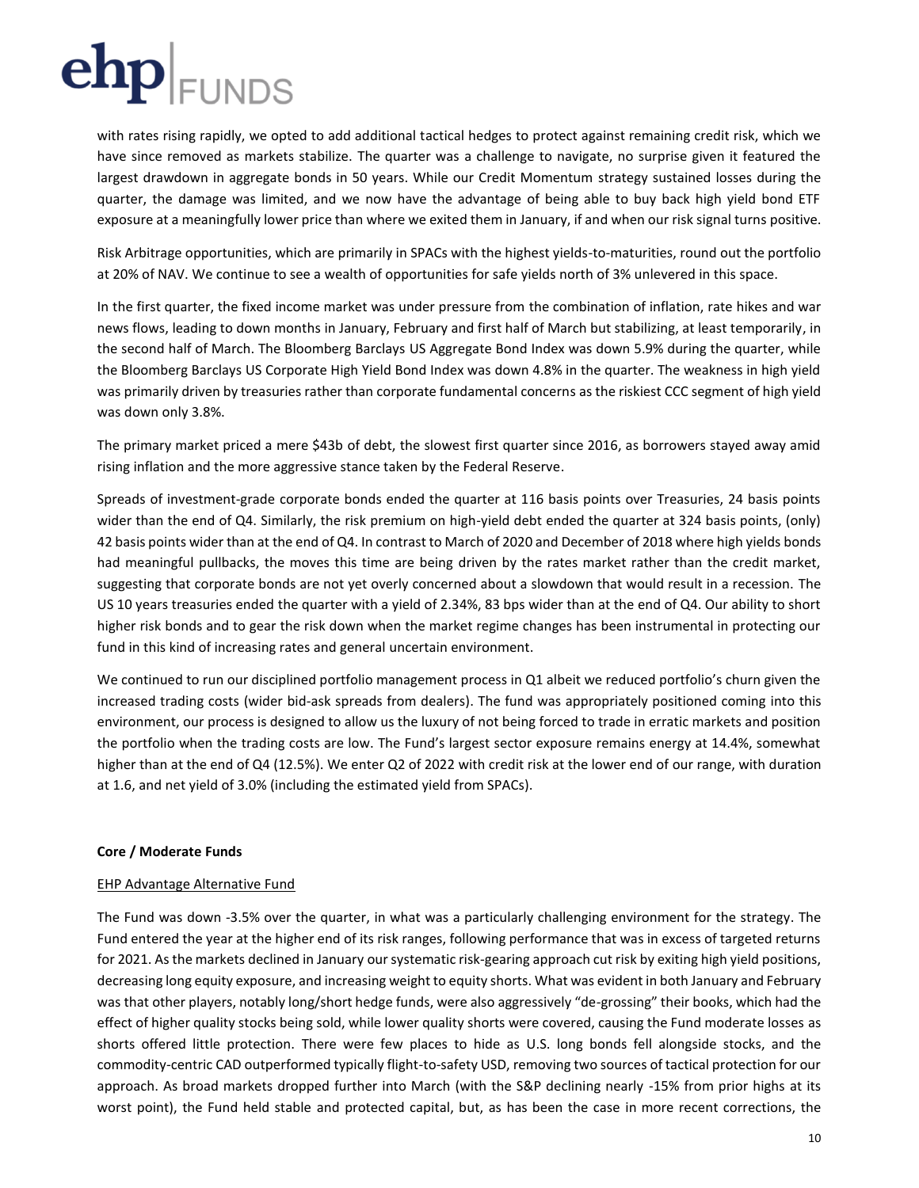with rates rising rapidly, we opted to add additional tactical hedges to protect against remaining credit risk, which we have since removed as markets stabilize. The quarter was a challenge to navigate, no surprise given it featured the largest drawdown in aggregate bonds in 50 years. While our Credit Momentum strategy sustained losses during the quarter, the damage was limited, and we now have the advantage of being able to buy back high yield bond ETF exposure at a meaningfully lower price than where we exited them in January, if and when our risk signal turns positive.

Risk Arbitrage opportunities, which are primarily in SPACs with the highest yields-to-maturities, round out the portfolio at 20% of NAV. We continue to see a wealth of opportunities for safe yields north of 3% unlevered in this space.

In the first quarter, the fixed income market was under pressure from the combination of inflation, rate hikes and war news flows, leading to down months in January, February and first half of March but stabilizing, at least temporarily, in the second half of March. The Bloomberg Barclays US Aggregate Bond Index was down 5.9% during the quarter, while the Bloomberg Barclays US Corporate High Yield Bond Index was down 4.8% in the quarter. The weakness in high yield was primarily driven by treasuries rather than corporate fundamental concerns as the riskiest CCC segment of high yield was down only 3.8%.

The primary market priced a mere $43b of debt, the slowest first quarter since 2016, as borrowers stayed away amid rising inflation and the more aggressive stance taken by the Federal Reserve.

Spreads of investment-grade corporate bonds ended the quarter at 116 basis points over Treasuries, 24 basis points wider than the end of Q4. Similarly, the risk premium on high-yield debt ended the quarter at 324 basis points, (only) 42 basis points wider than at the end of Q4. In contrast to March of 2020 and December of 2018 where high yields bonds had meaningful pullbacks, the moves this time are being driven by the rates market rather than the credit market, suggesting that corporate bonds are not yet overly concerned about a slowdown that would result in a recession. The US 10 years treasuries ended the quarter with a yield of 2.34%, 83 bps wider than at the end of Q4. Our ability to short higher risk bonds and to gear the risk down when the market regime changes has been instrumental in protecting our fund in this kind of increasing rates and general uncertain environment.

We continued to run our disciplined portfolio management process in Q1 albeit we reduced portfolio's churn given the increased trading costs (wider bid-ask spreads from dealers). The fund was appropriately positioned coming into this environment, our process is designed to allow us the luxury of not being forced to trade in erratic markets and position the portfolio when the trading costs are low. The Fund's largest sector exposure remains energy at 14.4%, somewhat higher than at the end of Q4 (12.5%). We enter Q2 of 2022 with credit risk at the lower end of our range, with duration at 1.6, and net yield of 3.0% (including the estimated yield from SPACs).

**Core / Moderate Funds**

<u>EHP Advantage Alternative Fund</u>

The Fund was down -3.5% over the quarter, in what was a particularly challenging environment for the strategy. The Fund entered the year at the higher end of its risk ranges, following performance that was in excess of targeted returns for 2021. As the markets declined in January our systematic risk-gearing approach cut risk by exiting high yield positions, decreasing long equity exposure, and increasing weight to equity shorts. What was evident in both January and February was that other players, notably long/short hedge funds, were also aggressively "de-grossing" their books, which had the effect of higher quality stocks being sold, while lower quality shorts were covered, causing the Fund moderate losses as shorts offered little protection. There were few places to hide as U.S. long bonds fell alongside stocks, and the commodity-centric CAD outperformed typically flight-to-safety USD, removing two sources of tactical protection for our approach. As broad markets dropped further into March (with the S&P declining nearly -15% from prior highs at its worst point), the Fund held stable and protected capital, but, as has been the case in more recent corrections, the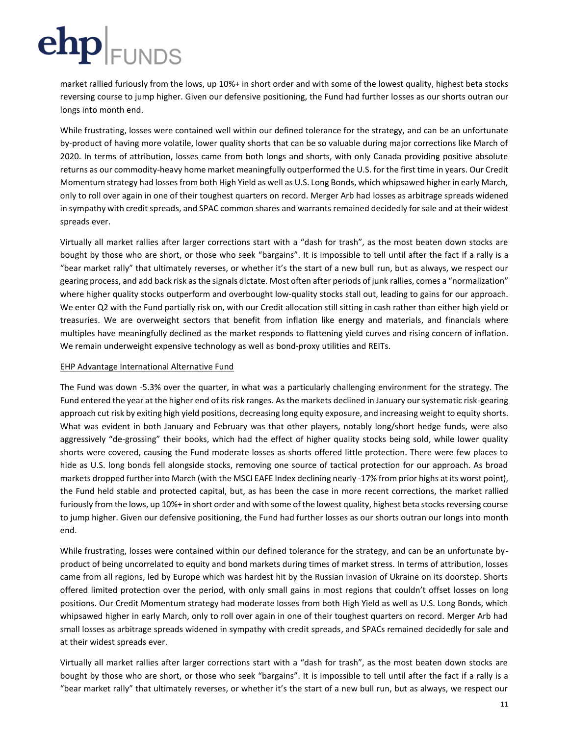market rallied furiously from the lows, up 10%+ in short order and with some of the lowest quality, highest beta stocks reversing course to jump higher. Given our defensive positioning, the Fund had further losses as our shorts outran our longs into month end.

While frustrating, losses were contained well within our defined tolerance for the strategy, and can be an unfortunate by-product of having more volatile, lower quality shorts that can be so valuable during major corrections like March of 2020. In terms of attribution, losses came from both longs and shorts, with only Canada providing positive absolute returns as our commodity-heavy home market meaningfully outperformed the U.S. for the first time in years. Our Credit Momentum strategy had losses from both High Yield as well as U.S. Long Bonds, which whipsawed higher in early March, only to roll over again in one of their toughest quarters on record. Merger Arb had losses as arbitrage spreads widened in sympathy with credit spreads, and SPAC common shares and warrants remained decidedly for sale and at their widest spreads ever.

Virtually all market rallies after larger corrections start with a "dash for trash", as the most beaten down stocks are bought by those who are short, or those who seek "bargains". It is impossible to tell until after the fact if a rally is a "bear market rally" that ultimately reverses, or whether it's the start of a new bull run, but as always, we respect our gearing process, and add back risk as the signals dictate. Most often after periods of junk rallies, comes a "normalization" where higher quality stocks outperform and overbought low-quality stocks stall out, leading to gains for our approach. We enter Q2 with the Fund partially risk on, with our Credit allocation still sitting in cash rather than either high yield or treasuries. We are overweight sectors that benefit from inflation like energy and materials, and financials where multiples have meaningfully declined as the market responds to flattening yield curves and rising concern of inflation. We remain underweight expensive technology as well as bond-proxy utilities and REITs.

<u>EHP Advantage International Alternative Fund</u>

The Fund was down -5.3% over the quarter, in what was a particularly challenging environment for the strategy. The Fund entered the year at the higher end of its risk ranges. As the markets declined in January our systematic risk-gearing approach cut risk by exiting high yield positions, decreasing long equity exposure, and increasing weight to equity shorts. What was evident in both January and February was that other players, notably long/short hedge funds, were also aggressively "de-grossing" their books, which had the effect of higher quality stocks being sold, while lower quality shorts were covered, causing the Fund moderate losses as shorts offered little protection. There were few places to hide as U.S. long bonds fell alongside stocks, removing one source of tactical protection for our approach. As broad markets dropped further into March (with the MSCI EAFE Index declining nearly -17% from prior highs at its worst point), the Fund held stable and protected capital, but, as has been the case in more recent corrections, the market rallied furiously from the lows, up 10%+ in short order and with some of the lowest quality, highest beta stocks reversing course to jump higher. Given our defensive positioning, the Fund had further losses as our shorts outran our longs into month end.

While frustrating, losses were contained within our defined tolerance for the strategy, and can be an unfortunate by-product of being uncorrelated to equity and bond markets during times of market stress. In terms of attribution, losses came from all regions, led by Europe which was hardest hit by the Russian invasion of Ukraine on its doorstep. Shorts offered limited protection over the period, with only small gains in most regions that couldn't offset losses on long positions. Our Credit Momentum strategy had moderate losses from both High Yield as well as U.S. Long Bonds, which whipsawed higher in early March, only to roll over again in one of their toughest quarters on record. Merger Arb had small losses as arbitrage spreads widened in sympathy with credit spreads, and SPACs remained decidedly for sale and at their widest spreads ever.

Virtually all market rallies after larger corrections start with a "dash for trash", as the most beaten down stocks are bought by those who are short, or those who seek "bargains". It is impossible to tell until after the fact if a rally is a "bear market rally" that ultimately reverses, or whether it's the start of a new bull run, but as always, we respect our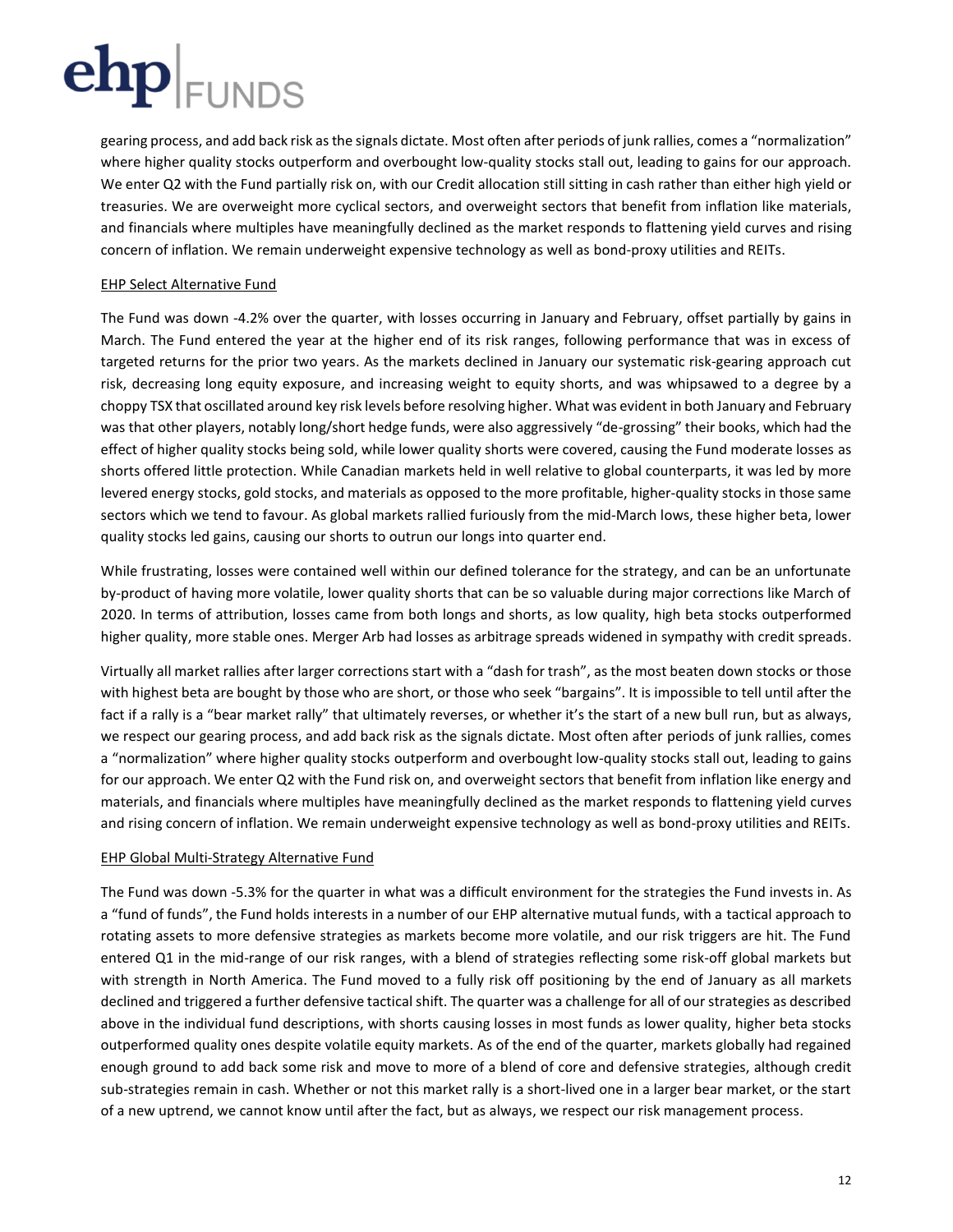gearing process, and add back risk as the signals dictate. Most often after periods of junk rallies, comes a "normalization" where higher quality stocks outperform and overbought low-quality stocks stall out, leading to gains for our approach. We enter Q2 with the Fund partially risk on, with our Credit allocation still sitting in cash rather than either high yield or treasuries. We are overweight more cyclical sectors, and overweight sectors that benefit from inflation like materials, and financials where multiples have meaningfully declined as the market responds to flattening yield curves and rising concern of inflation. We remain underweight expensive technology as well as bond-proxy utilities and REITs.

## EHP Select Alternative Fund

The Fund was down -4.2% over the quarter, with losses occurring in January and February, offset partially by gains in March. The Fund entered the year at the higher end of its risk ranges, following performance that was in excess of targeted returns for the prior two years. As the markets declined in January our systematic risk-gearing approach cut risk, decreasing long equity exposure, and increasing weight to equity shorts, and was whipsawed to a degree by a choppy TSX that oscillated around key risk levels before resolving higher. What was evident in both January and February was that other players, notably long/short hedge funds, were also aggressively "de-grossing" their books, which had the effect of higher quality stocks being sold, while lower quality shorts were covered, causing the Fund moderate losses as shorts offered little protection. While Canadian markets held in well relative to global counterparts, it was led by more levered energy stocks, gold stocks, and materials as opposed to the more profitable, higher-quality stocks in those same sectors which we tend to favour. As global markets rallied furiously from the mid-March lows, these higher beta, lower quality stocks led gains, causing our shorts to outrun our longs into quarter end.

While frustrating, losses were contained well within our defined tolerance for the strategy, and can be an unfortunate by-product of having more volatile, lower quality shorts that can be so valuable during major corrections like March of 2020. In terms of attribution, losses came from both longs and shorts, as low quality, high beta stocks outperformed higher quality, more stable ones. Merger Arb had losses as arbitrage spreads widened in sympathy with credit spreads.

Virtually all market rallies after larger corrections start with a "dash for trash", as the most beaten down stocks or those with highest beta are bought by those who are short, or those who seek "bargains". It is impossible to tell until after the fact if a rally is a "bear market rally" that ultimately reverses, or whether it's the start of a new bull run, but as always, we respect our gearing process, and add back risk as the signals dictate. Most often after periods of junk rallies, comes a "normalization" where higher quality stocks outperform and overbought low-quality stocks stall out, leading to gains for our approach. We enter Q2 with the Fund risk on, and overweight sectors that benefit from inflation like energy and materials, and financials where multiples have meaningfully declined as the market responds to flattening yield curves and rising concern of inflation. We remain underweight expensive technology as well as bond-proxy utilities and REITs.

## EHP Global Multi-Strategy Alternative Fund

The Fund was down -5.3% for the quarter in what was a difficult environment for the strategies the Fund invests in. As a "fund of funds", the Fund holds interests in a number of our EHP alternative mutual funds, with a tactical approach to rotating assets to more defensive strategies as markets become more volatile, and our risk triggers are hit. The Fund entered Q1 in the mid-range of our risk ranges, with a blend of strategies reflecting some risk-off global markets but with strength in North America. The Fund moved to a fully risk off positioning by the end of January as all markets declined and triggered a further defensive tactical shift. The quarter was a challenge for all of our strategies as described above in the individual fund descriptions, with shorts causing losses in most funds as lower quality, higher beta stocks outperformed quality ones despite volatile equity markets. As of the end of the quarter, markets globally had regained enough ground to add back some risk and move to more of a blend of core and defensive strategies, although credit sub-strategies remain in cash. Whether or not this market rally is a short-lived one in a larger bear market, or the start of a new uptrend, we cannot know until after the fact, but as always, we respect our risk management process.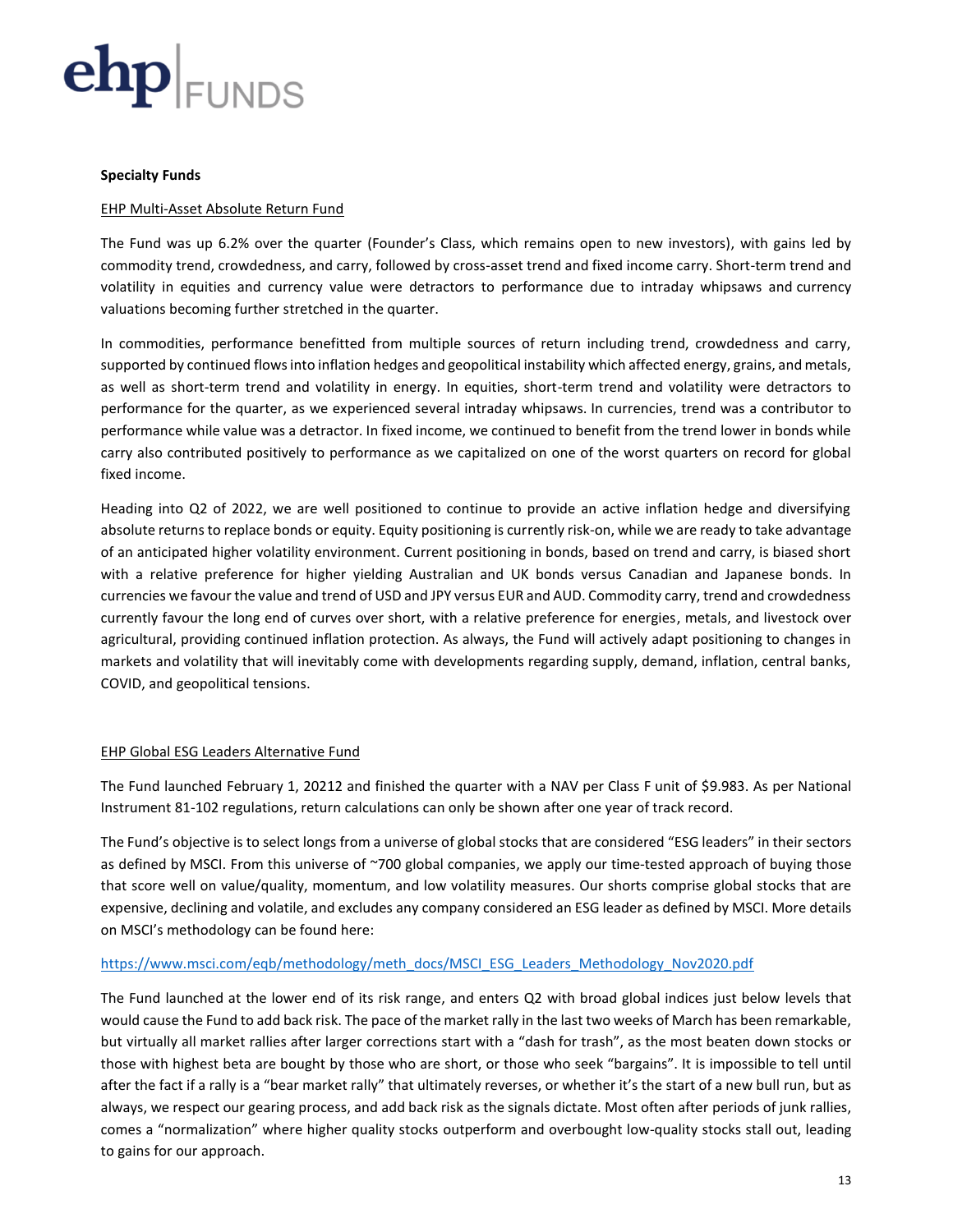**Specialty Funds**

EHP Multi-Asset Absolute Return Fund

The Fund was up 6.2% over the quarter (Founder's Class, which remains open to new investors), with gains led by commodity trend, crowdedness, and carry, followed by cross-asset trend and fixed income carry. Short-term trend and volatility in equities and currency value were detractors to performance due to intraday whipsaws and currency valuations becoming further stretched in the quarter.

In commodities, performance benefitted from multiple sources of return including trend, crowdedness and carry, supported by continued flows into inflation hedges and geopolitical instability which affected energy, grains, and metals, as well as short-term trend and volatility in energy. In equities, short-term trend and volatility were detractors to performance for the quarter, as we experienced several intraday whipsaws. In currencies, trend was a contributor to performance while value was a detractor. In fixed income, we continued to benefit from the trend lower in bonds while carry also contributed positively to performance as we capitalized on one of the worst quarters on record for global fixed income.

Heading into Q2 of 2022, we are well positioned to continue to provide an active inflation hedge and diversifying absolute returns to replace bonds or equity. Equity positioning is currently risk-on, while we are ready to take advantage of an anticipated higher volatility environment. Current positioning in bonds, based on trend and carry, is biased short with a relative preference for higher yielding Australian and UK bonds versus Canadian and Japanese bonds. In currencies we favour the value and trend of USD and JPY versus EUR and AUD. Commodity carry, trend and crowdedness currently favour the long end of curves over short, with a relative preference for energies, metals, and livestock over agricultural, providing continued inflation protection. As always, the Fund will actively adapt positioning to changes in markets and volatility that will inevitably come with developments regarding supply, demand, inflation, central banks, COVID, and geopolitical tensions.

EHP Global ESG Leaders Alternative Fund

The Fund launched February 1, 20212 and finished the quarter with a NAV per Class F unit of $9.983. As per National Instrument 81-102 regulations, return calculations can only be shown after one year of track record.

The Fund's objective is to select longs from a universe of global stocks that are considered "ESG leaders" in their sectors as defined by MSCI. From this universe of ~700 global companies, we apply our time-tested approach of buying those that score well on value/quality, momentum, and low volatility measures. Our shorts comprise global stocks that are expensive, declining and volatile, and excludes any company considered an ESG leader as defined by MSCI. More details on MSCI's methodology can be found here:

https://www.msci.com/eqb/methodology/meth_docs/MSCI_ESG_Leaders_Methodology_Nov2020.pdf

The Fund launched at the lower end of its risk range, and enters Q2 with broad global indices just below levels that would cause the Fund to add back risk. The pace of the market rally in the last two weeks of March has been remarkable, but virtually all market rallies after larger corrections start with a "dash for trash", as the most beaten down stocks or those with highest beta are bought by those who are short, or those who seek "bargains". It is impossible to tell until after the fact if a rally is a "bear market rally" that ultimately reverses, or whether it's the start of a new bull run, but as always, we respect our gearing process, and add back risk as the signals dictate. Most often after periods of junk rallies, comes a "normalization" where higher quality stocks outperform and overbought low-quality stocks stall out, leading to gains for our approach.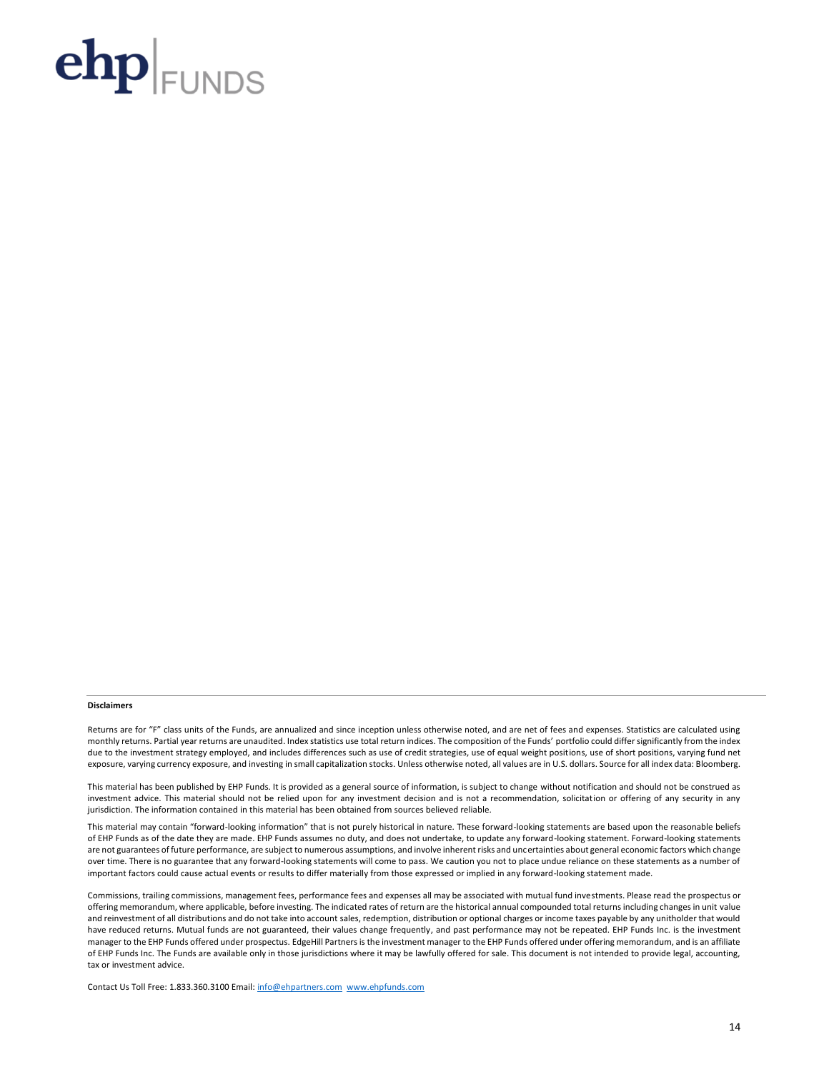ehp FUNDS

**Disclaimers**

Returns are for "F" class units of the Funds, are annualized and since inception unless otherwise noted, and are net of fees and expenses. Statistics are calculated using monthly returns. Partial year returns are unaudited. Index statistics use total return indices. The composition of the Funds' portfolio could differ significantly from the index due to the investment strategy employed, and includes differences such as use of credit strategies, use of equal weight positions, use of short positions, varying fund net exposure, varying currency exposure, and investing in small capitalization stocks. Unless otherwise noted, all values are in U.S. dollars. Source for all index data: Bloomberg.

This material has been published by EHP Funds. It is provided as a general source of information, is subject to change without notification and should not be construed as investment advice. This material should not be relied upon for any investment decision and is not a recommendation, solicitation or offering of any security in any jurisdiction. The information contained in this material has been obtained from sources believed reliable.

This material may contain "forward-looking information" that is not purely historical in nature. These forward-looking statements are based upon the reasonable beliefs of EHP Funds as of the date they are made. EHP Funds assumes no duty, and does not undertake, to update any forward-looking statement. Forward-looking statements are not guarantees of future performance, are subject to numerous assumptions, and involve inherent risks and uncertainties about general economic factors which change over time. There is no guarantee that any forward-looking statements will come to pass. We caution you not to place undue reliance on these statements as a number of important factors could cause actual events or results to differ materially from those expressed or implied in any forward-looking statement made.

Commissions, trailing commissions, management fees, performance fees and expenses all may be associated with mutual fund investments. Please read the prospectus or offering memorandum, where applicable, before investing. The indicated rates of return are the historical annual compounded total returns including changes in unit value and reinvestment of all distributions and do not take into account sales, redemption, distribution or optional charges or income taxes payable by any unitholder that would have reduced returns. Mutual funds are not guaranteed, their values change frequently, and past performance may not be repeated. EHP Funds Inc. is the investment manager to the EHP Funds offered under prospectus. EdgeHill Partners is the investment manager to the EHP Funds offered under offering memorandum, and is an affiliate of EHP Funds Inc. The Funds are available only in those jurisdictions where it may be lawfully offered for sale. This document is not intended to provide legal, accounting, tax or investment advice.

Contact Us Toll Free: 1.833.360.3100 Email: info@ehpartners.com www.ehpfunds.com